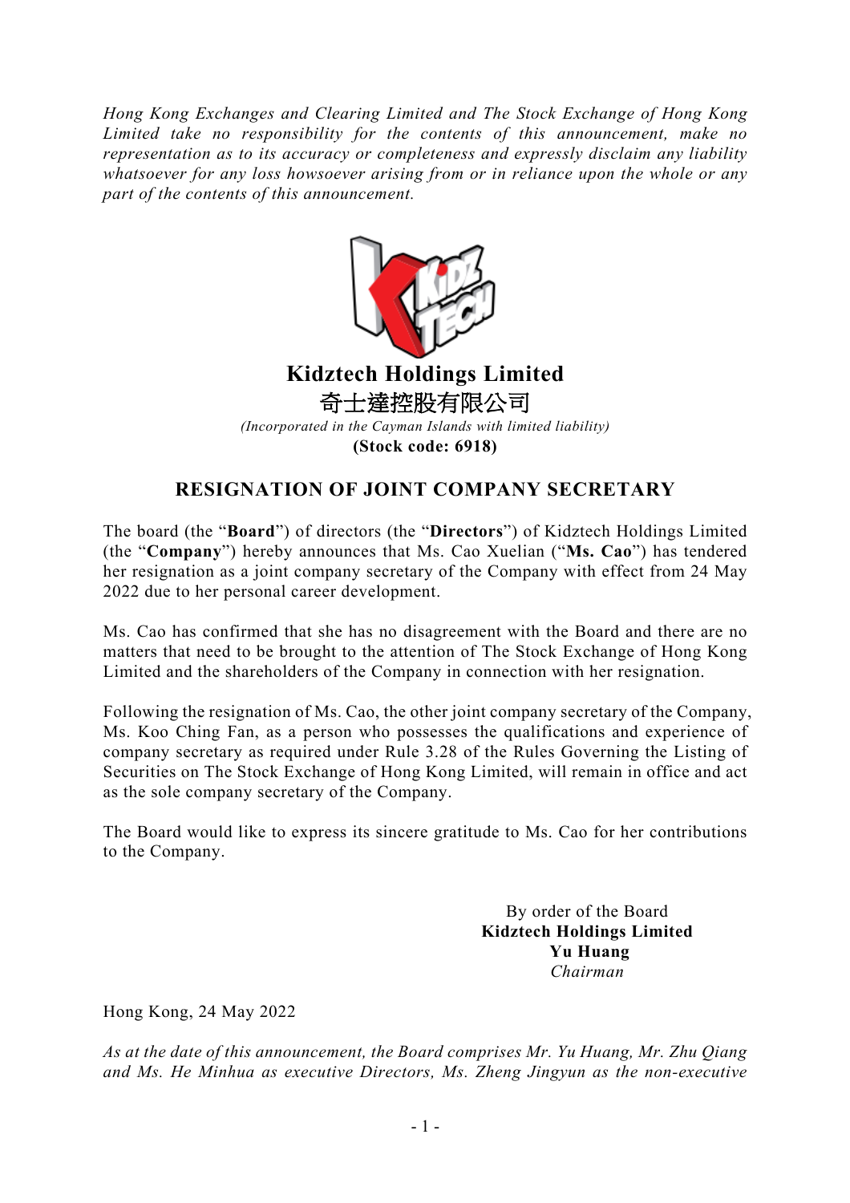*Hong Kong Exchanges and Clearing Limited and The Stock Exchange of Hong Kong Limited take no responsibility for the contents of this announcement, make no representation as to its accuracy or completeness and expressly disclaim any liability whatsoever for any loss howsoever arising from or in reliance upon the whole or any part of the contents of this announcement.*

**Kidztech Holdings Limited**
**奇士達控股有限公司**
*(Incorporated in the Cayman Islands with limited liability)*
**(Stock code: 6918)**

# RESIGNATION OF JOINT COMPANY SECRETARY

The board (the "**Board**") of directors (the "**Directors**") of Kidztech Holdings Limited (the "**Company**") hereby announces that Ms. Cao Xuelian ("**Ms. Cao**") has tendered her resignation as a joint company secretary of the Company with effect from 24 May 2022 due to her personal career development.

Ms. Cao has confirmed that she has no disagreement with the Board and there are no matters that need to be brought to the attention of The Stock Exchange of Hong Kong Limited and the shareholders of the Company in connection with her resignation.

Following the resignation of Ms. Cao, the other joint company secretary of the Company, Ms. Koo Ching Fan, as a person who possesses the qualifications and experience of company secretary as required under Rule 3.28 of the Rules Governing the Listing of Securities on The Stock Exchange of Hong Kong Limited, will remain in office and act as the sole company secretary of the Company.

The Board would like to express its sincere gratitude to Ms. Cao for her contributions to the Company.

By order of the Board
**Kidztech Holdings Limited**
**Yu Huang**
*Chairman*

Hong Kong, 24 May 2022

*As at the date of this announcement, the Board comprises Mr. Yu Huang, Mr. Zhu Qiang and Ms. He Minhua as executive Directors, Ms. Zheng Jingyun as the non-executive*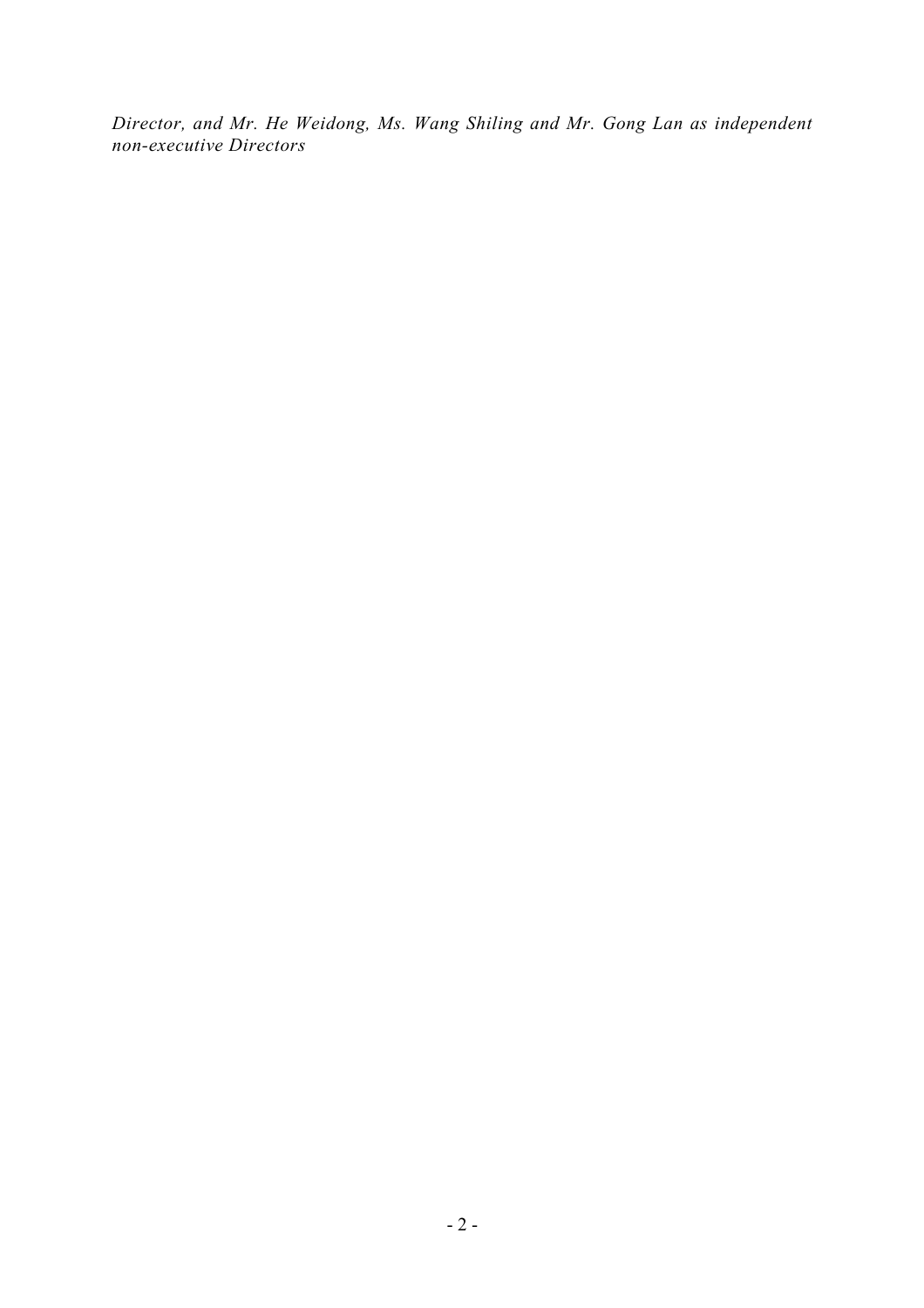*Director, and Mr. He Weidong, Ms. Wang Shiling and Mr. Gong Lan as independent non-executive Directors*